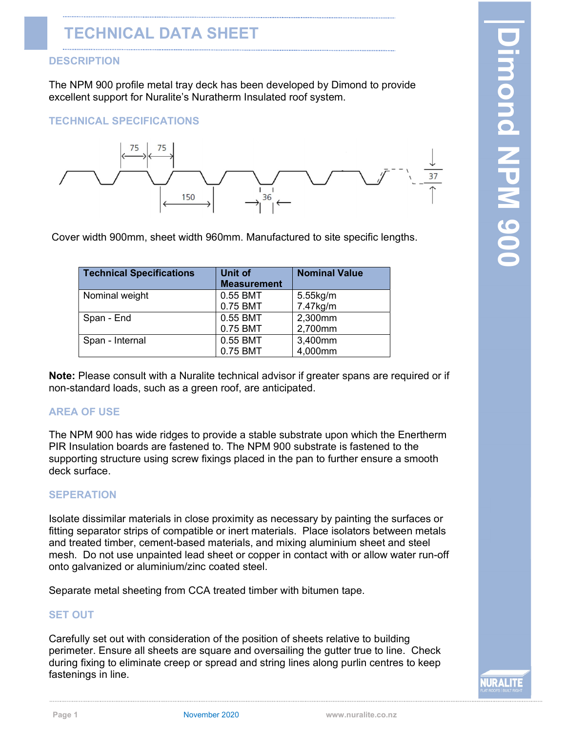# TECHNICAL DATA SHEET

## DESCRIPTION

The NPM 900 profile metal tray deck has been developed by Dimond to provide excellent support for Nuralite's Nuratherm Insulated roof system.

## TECHNICAL SPECIFICATIONS

Cover width 900mm, sheet width 960mm. Manufactured to site specific lengths.

| Technical Specifications | Unit of Measurement | Nominal Value |
|---|---|---|
| Nominal weight | 0.55 BMT<br>0.75 BMT | 5.55kg/m<br>7.47kg/m |
| Span - End | 0.55 BMT<br>0.75 BMT | 2,300mm<br>2,700mm |
| Span - Internal | 0.55 BMT<br>0.75 BMT | 3,400mm<br>4,000mm |

**Note:** Please consult with a Nuralite technical advisor if greater spans are required or if non-standard loads, such as a green roof, are anticipated.

## AREA OF USE

The NPM 900 has wide ridges to provide a stable substrate upon which the Enertherm PIR Insulation boards are fastened to. The NPM 900 substrate is fastened to the supporting structure using screw fixings placed in the pan to further ensure a smooth deck surface.

## SEPERATION

Isolate dissimilar materials in close proximity as necessary by painting the surfaces or fitting separator strips of compatible or inert materials. Place isolators between metals and treated timber, cement-based materials, and mixing aluminium sheet and steel mesh. Do not use unpainted lead sheet or copper in contact with or allow water run-off onto galvanized or aluminium/zinc coated steel.

Separate metal sheeting from CCA treated timber with bitumen tape.

## SET OUT

Carefully set out with consideration of the position of sheets relative to building perimeter. Ensure all sheets are square and oversailing the gutter true to line. Check during fixing to eliminate creep or spread and string lines along purlin centres to keep fastenings in line.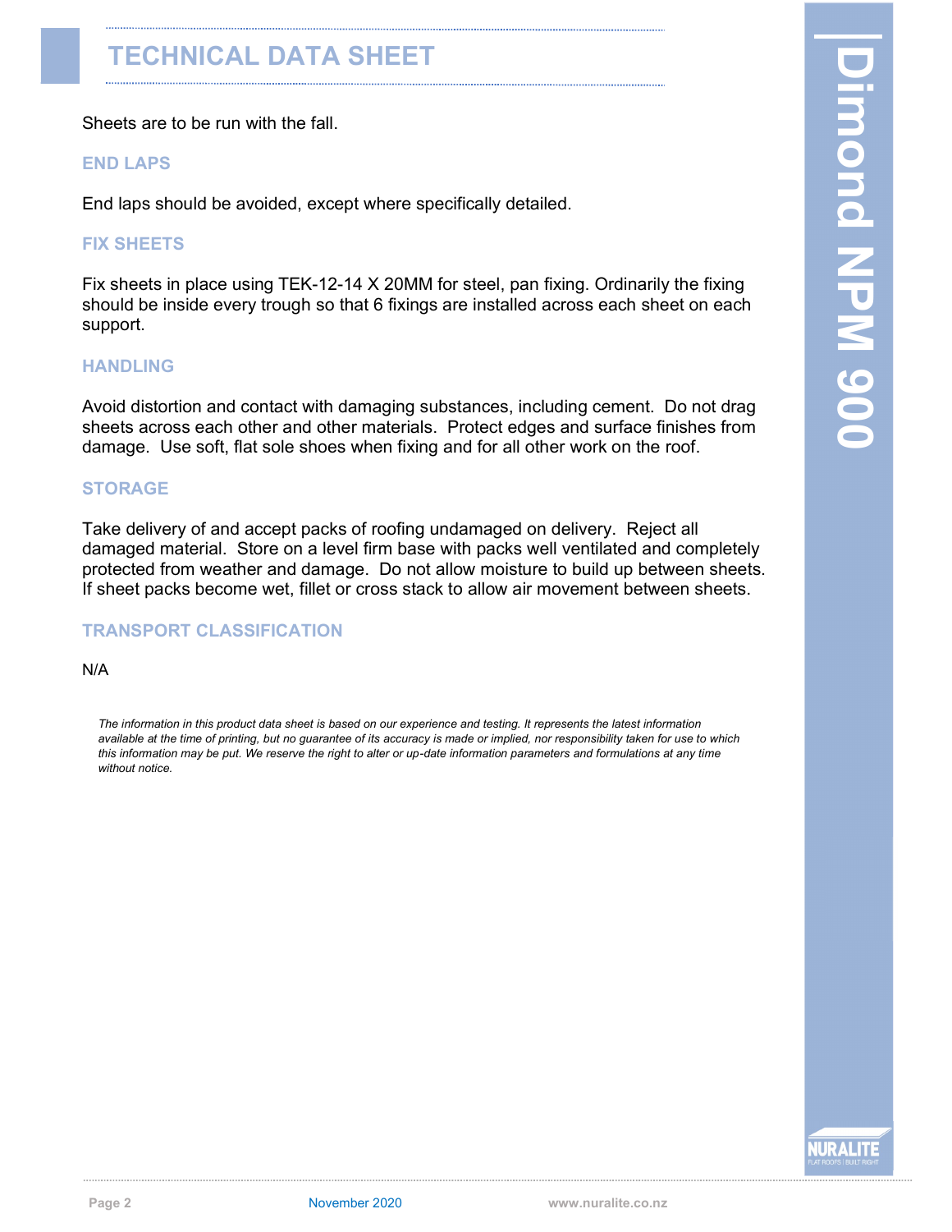Sheets are to be run with the fall.

## END LAPS

End laps should be avoided, except where specifically detailed.

## FIX SHEETS

Fix sheets in place using TEK-12-14 X 20MM for steel, pan fixing. Ordinarily the fixing should be inside every trough so that 6 fixings are installed across each sheet on each support.

## HANDLING

Avoid distortion and contact with damaging substances, including cement. Do not drag sheets across each other and other materials. Protect edges and surface finishes from damage. Use soft, flat sole shoes when fixing and for all other work on the roof.

## STORAGE

Take delivery of and accept packs of roofing undamaged on delivery. Reject all damaged material. Store on a level firm base with packs well ventilated and completely protected from weather and damage. Do not allow moisture to build up between sheets. If sheet packs become wet, fillet or cross stack to allow air movement between sheets.

## TRANSPORT CLASSIFICATION

N/A

*The information in this product data sheet is based on our experience and testing. It represents the latest information available at the time of printing, but no guarantee of its accuracy is made or implied, nor responsibility taken for use to which this information may be put. We reserve the right to alter or up-date information parameters and formulations at any time without notice.*